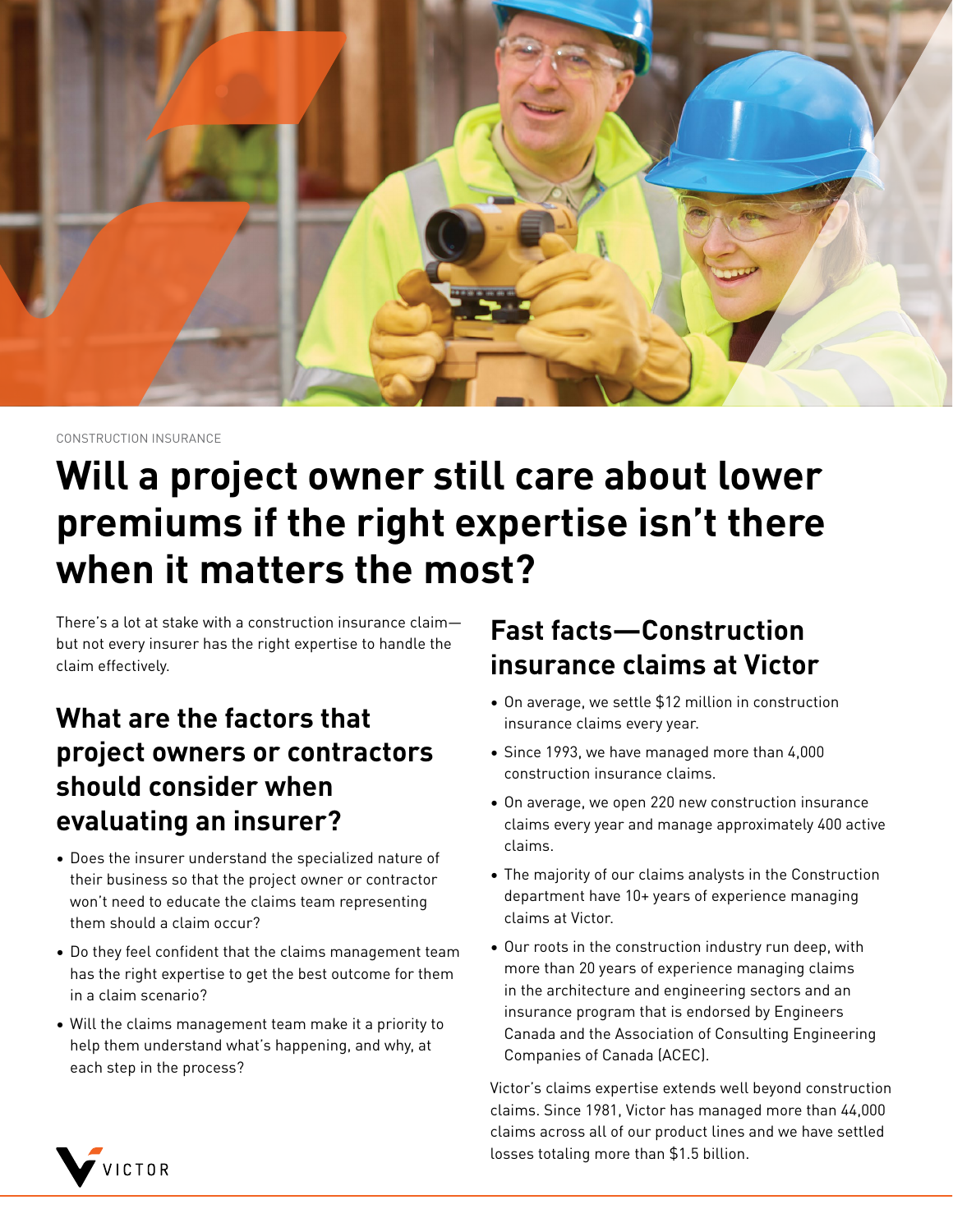CONSTRUCTION INSURANCE

# Will a project owner still care about lower premiums if the right expertise isn't there when it matters the most?

There's a lot at stake with a construction insurance claim—but not every insurer has the right expertise to handle the claim effectively.

## What are the factors that project owners or contractors should consider when evaluating an insurer?

- Does the insurer understand the specialized nature of their business so that the project owner or contractor won't need to educate the claims team representing them should a claim occur?
- Do they feel confident that the claims management team has the right expertise to get the best outcome for them in a claim scenario?
- Will the claims management team make it a priority to help them understand what's happening, and why, at each step in the process?

## Fast facts—Construction insurance claims at Victor

- On average, we settle $12 million in construction insurance claims every year.
- Since 1993, we have managed more than 4,000 construction insurance claims.
- On average, we open 220 new construction insurance claims every year and manage approximately 400 active claims.
- The majority of our claims analysts in the Construction department have 10+ years of experience managing claims at Victor.
- Our roots in the construction industry run deep, with more than 20 years of experience managing claims in the architecture and engineering sectors and an insurance program that is endorsed by Engineers Canada and the Association of Consulting Engineering Companies of Canada (ACEC).

Victor's claims expertise extends well beyond construction claims. Since 1981, Victor has managed more than 44,000 claims across all of our product lines and we have settled losses totaling more than $1.5 billion.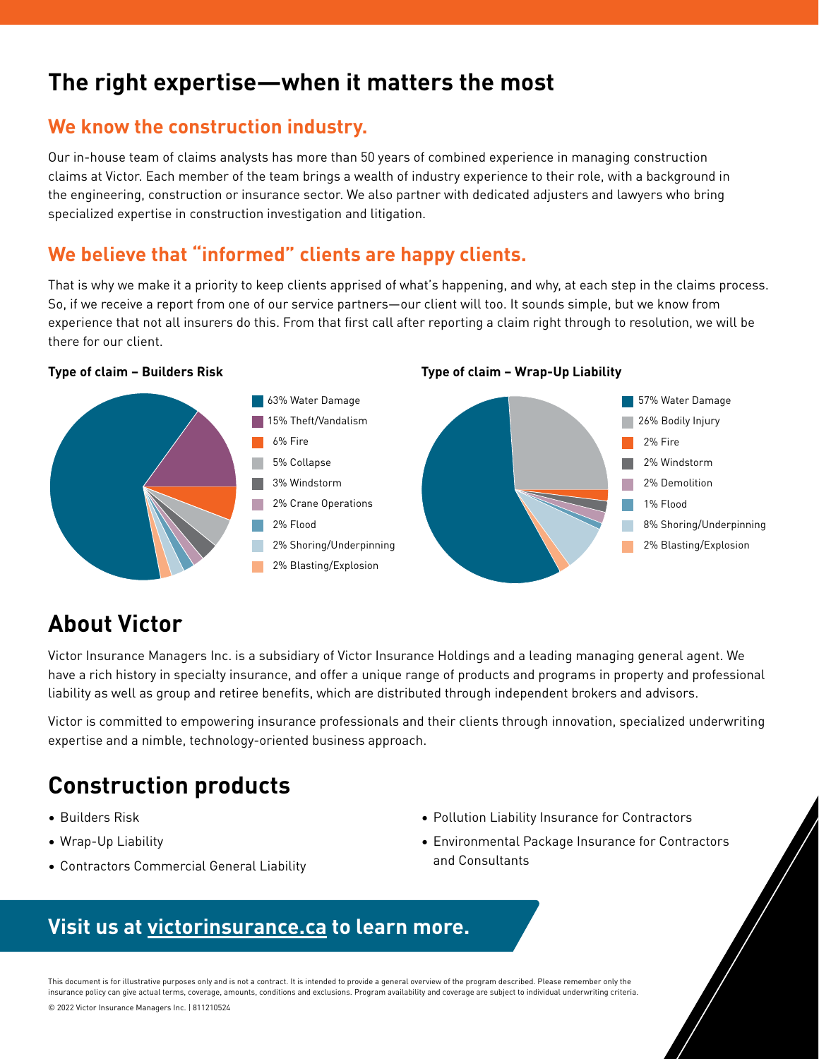# The right expertise—when it matters the most

## We know the construction industry.

Our in-house team of claims analysts has more than 50 years of combined experience in managing construction claims at Victor. Each member of the team brings a wealth of industry experience to their role, with a background in the engineering, construction or insurance sector. We also partner with dedicated adjusters and lawyers who bring specialized expertise in construction investigation and litigation.

## We believe that "informed" clients are happy clients.

That is why we make it a priority to keep clients apprised of what's happening, and why, at each step in the claims process. So, if we receive a report from one of our service partners—our client will too. It sounds simple, but we know from experience that not all insurers do this. From that first call after reporting a claim right through to resolution, we will be there for our client.

**Type of claim – Builders Risk**

63% Water Damage
15% Theft/Vandalism
6% Fire
5% Collapse
3% Windstorm
2% Crane Operations
2% Flood
2% Shoring/Underpinning
2% Blasting/Explosion

**Type of claim – Wrap-Up Liability**

57% Water Damage
26% Bodily Injury
2% Fire
2% Windstorm
2% Demolition
1% Flood
8% Shoring/Underpinning
2% Blasting/Explosion

# About Victor

Victor Insurance Managers Inc. is a subsidiary of Victor Insurance Holdings and a leading managing general agent. We have a rich history in specialty insurance, and offer a unique range of products and programs in property and professional liability as well as group and retiree benefits, which are distributed through independent brokers and advisors.

Victor is committed to empowering insurance professionals and their clients through innovation, specialized underwriting expertise and a nimble, technology-oriented business approach.

# Construction products

- Builders Risk
- Wrap-Up Liability
- Contractors Commercial General Liability
- Pollution Liability Insurance for Contractors
- Environmental Package Insurance for Contractors and Consultants

## Visit us at victorinsurance.ca to learn more.

This document is for illustrative purposes only and is not a contract. It is intended to provide a general overview of the program described. Please remember only the insurance policy can give actual terms, coverage, amounts, conditions and exclusions. Program availability and coverage are subject to individual underwriting criteria.

© 2022 Victor Insurance Managers Inc. | 811210524